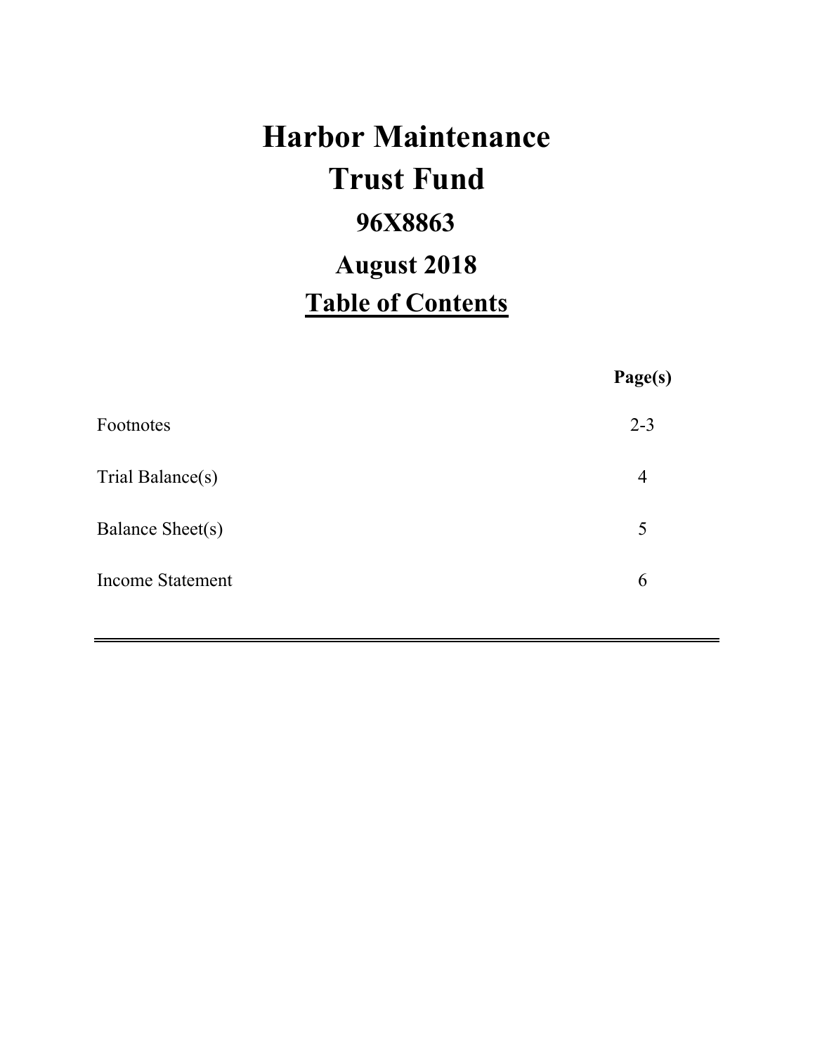# Harbor Maintenance Trust Fund

## 96X8863

## August 2018

## Table of Contents

| | Page(s) |
|---|---|
| Footnotes | 2-3 |
| Trial Balance(s) | 4 |
| Balance Sheet(s) | 5 |
| Income Statement | 6 |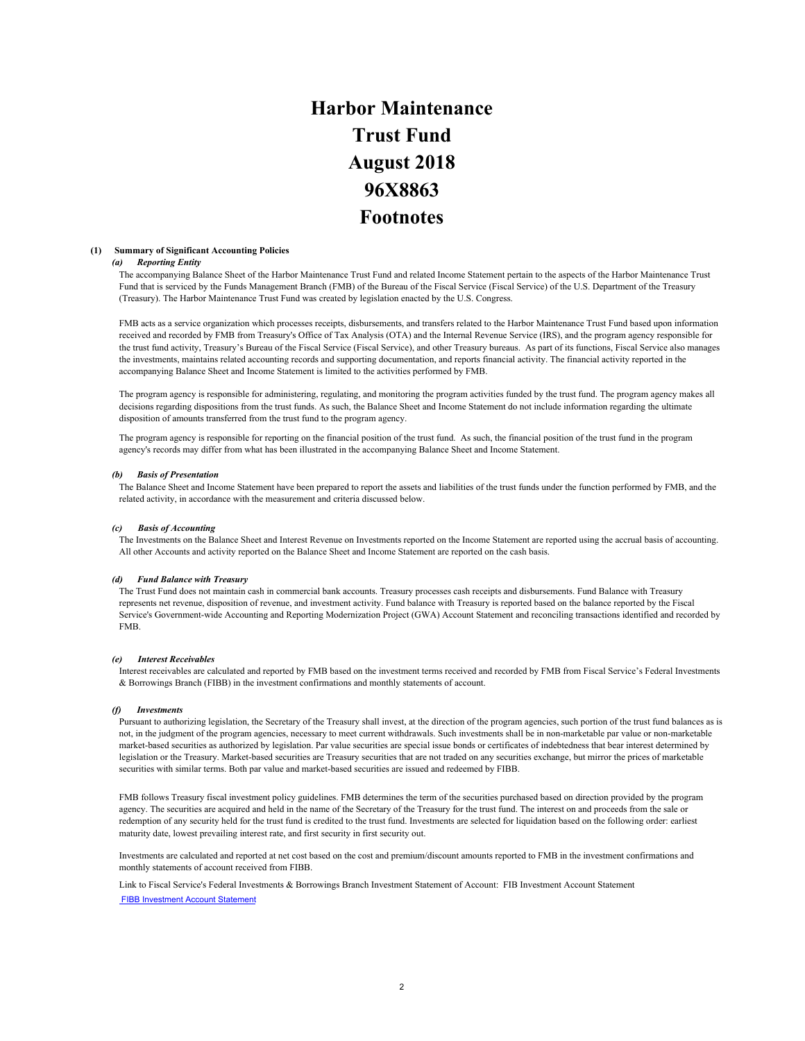# Harbor Maintenance Trust Fund August 2018 96X8863 Footnotes

## (1) Summary of Significant Accounting Policies

### *(a) Reporting Entity*

The accompanying Balance Sheet of the Harbor Maintenance Trust Fund and related Income Statement pertain to the aspects of the Harbor Maintenance Trust Fund that is serviced by the Funds Management Branch (FMB) of the Bureau of the Fiscal Service (Fiscal Service) of the U.S. Department of the Treasury (Treasury). The Harbor Maintenance Trust Fund was created by legislation enacted by the U.S. Congress.

FMB acts as a service organization which processes receipts, disbursements, and transfers related to the Harbor Maintenance Trust Fund based upon information received and recorded by FMB from Treasury's Office of Tax Analysis (OTA) and the Internal Revenue Service (IRS), and the program agency responsible for the trust fund activity, Treasury's Bureau of the Fiscal Service (Fiscal Service), and other Treasury bureaus. As part of its functions, Fiscal Service also manages the investments, maintains related accounting records and supporting documentation, and reports financial activity. The financial activity reported in the accompanying Balance Sheet and Income Statement is limited to the activities performed by FMB.

The program agency is responsible for administering, regulating, and monitoring the program activities funded by the trust fund. The program agency makes all decisions regarding dispositions from the trust funds. As such, the Balance Sheet and Income Statement do not include information regarding the ultimate disposition of amounts transferred from the trust fund to the program agency.

The program agency is responsible for reporting on the financial position of the trust fund. As such, the financial position of the trust fund in the program agency's records may differ from what has been illustrated in the accompanying Balance Sheet and Income Statement.

### *(b) Basis of Presentation*

The Balance Sheet and Income Statement have been prepared to report the assets and liabilities of the trust funds under the function performed by FMB, and the related activity, in accordance with the measurement and criteria discussed below.

### *(c) Basis of Accounting*

The Investments on the Balance Sheet and Interest Revenue on Investments reported on the Income Statement are reported using the accrual basis of accounting. All other Accounts and activity reported on the Balance Sheet and Income Statement are reported on the cash basis.

### *(d) Fund Balance with Treasury*

The Trust Fund does not maintain cash in commercial bank accounts. Treasury processes cash receipts and disbursements. Fund Balance with Treasury represents net revenue, disposition of revenue, and investment activity. Fund balance with Treasury is reported based on the balance reported by the Fiscal Service's Government-wide Accounting and Reporting Modernization Project (GWA) Account Statement and reconciling transactions identified and recorded by FMB.

### *(e) Interest Receivables*

Interest receivables are calculated and reported by FMB based on the investment terms received and recorded by FMB from Fiscal Service's Federal Investments & Borrowings Branch (FIBB) in the investment confirmations and monthly statements of account.

### *(f) Investments*

Pursuant to authorizing legislation, the Secretary of the Treasury shall invest, at the direction of the program agencies, such portion of the trust fund balances as is not, in the judgment of the program agencies, necessary to meet current withdrawals. Such investments shall be in non-marketable par value or non-marketable market-based securities as authorized by legislation. Par value securities are special issue bonds or certificates of indebtedness that bear interest determined by legislation or the Treasury. Market-based securities are Treasury securities that are not traded on any securities exchange, but mirror the prices of marketable securities with similar terms. Both par value and market-based securities are issued and redeemed by FIBB.

FMB follows Treasury fiscal investment policy guidelines. FMB determines the term of the securities purchased based on direction provided by the program agency. The securities are acquired and held in the name of the Secretary of the Treasury for the trust fund. The interest on and proceeds from the sale or redemption of any security held for the trust fund is credited to the trust fund. Investments are selected for liquidation based on the following order: earliest maturity date, lowest prevailing interest rate, and first security in first security out.

Investments are calculated and reported at net cost based on the cost and premium/discount amounts reported to FMB in the investment confirmations and monthly statements of account received from FIBB.

Link to Fiscal Service's Federal Investments & Borrowings Branch Investment Statement of Account: FIB Investment Account Statement

FIBB Investment Account Statement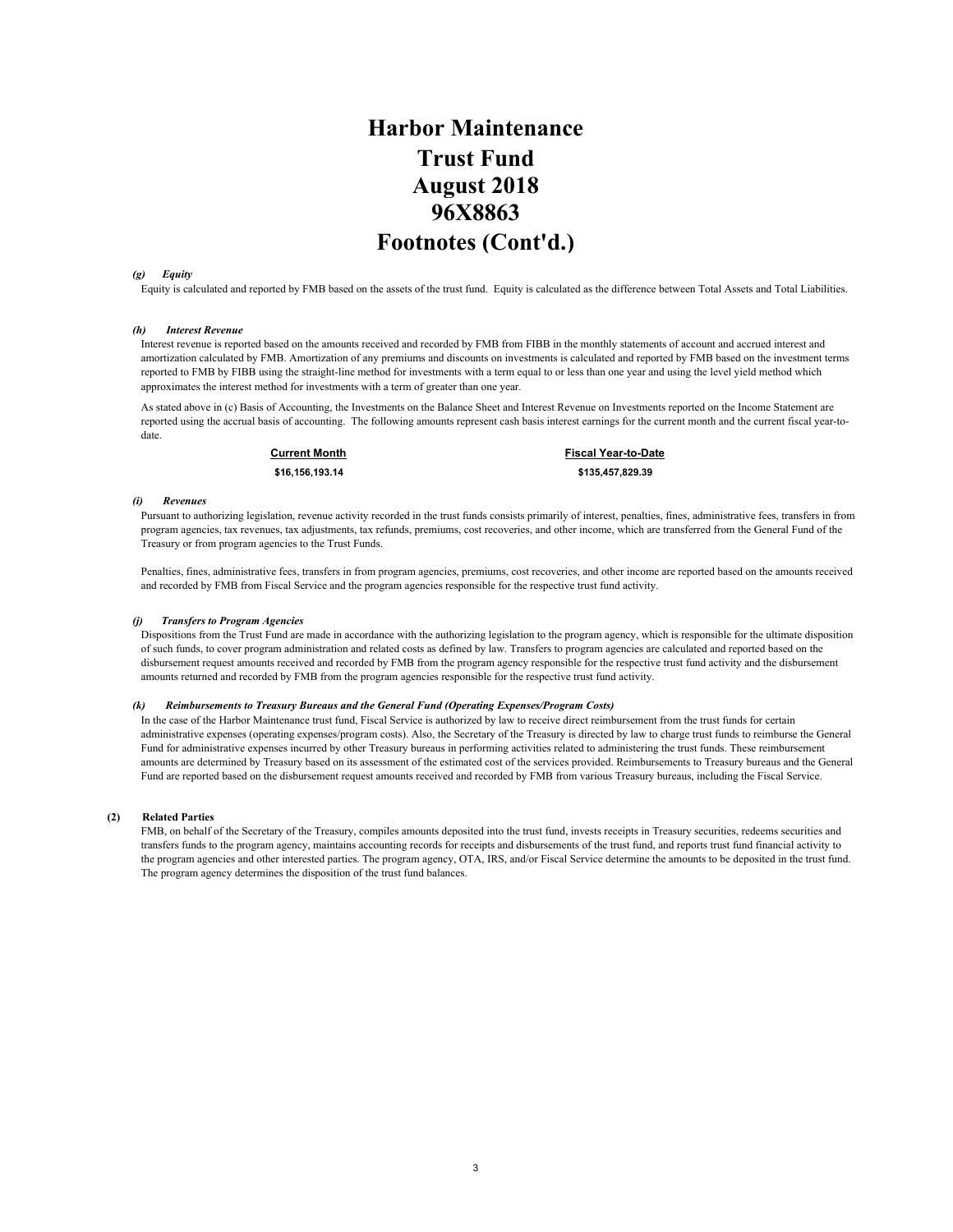# Harbor Maintenance Trust Fund August 2018 96X8863 Footnotes (Cont'd.)

***(g) Equity***

Equity is calculated and reported by FMB based on the assets of the trust fund. Equity is calculated as the difference between Total Assets and Total Liabilities.

***(h) Interest Revenue***

Interest revenue is reported based on the amounts received and recorded by FMB from FIBB in the monthly statements of account and accrued interest and amortization calculated by FMB. Amortization of any premiums and discounts on investments is calculated and reported by FMB based on the investment terms reported to FMB by FIBB using the straight-line method for investments with a term equal to or less than one year and using the level yield method which approximates the interest method for investments with a term of greater than one year.

As stated above in (c) Basis of Accounting, the Investments on the Balance Sheet and Interest Revenue on Investments reported on the Income Statement are reported using the accrual basis of accounting. The following amounts represent cash basis interest earnings for the current month and the current fiscal year-to-date.

| Current Month | Fiscal Year-to-Date |
|---|---|
| $16,156,193.14 | $135,457,829.39 |

***(i) Revenues***

Pursuant to authorizing legislation, revenue activity recorded in the trust funds consists primarily of interest, penalties, fines, administrative fees, transfers in from program agencies, tax revenues, tax adjustments, tax refunds, premiums, cost recoveries, and other income, which are transferred from the General Fund of the Treasury or from program agencies to the Trust Funds.

Penalties, fines, administrative fees, transfers in from program agencies, premiums, cost recoveries, and other income are reported based on the amounts received and recorded by FMB from Fiscal Service and the program agencies responsible for the respective trust fund activity.

***(j) Transfers to Program Agencies***

Dispositions from the Trust Fund are made in accordance with the authorizing legislation to the program agency, which is responsible for the ultimate disposition of such funds, to cover program administration and related costs as defined by law. Transfers to program agencies are calculated and reported based on the disbursement request amounts received and recorded by FMB from the program agency responsible for the respective trust fund activity and the disbursement amounts returned and recorded by FMB from the program agencies responsible for the respective trust fund activity.

***(k) Reimbursements to Treasury Bureaus and the General Fund (Operating Expenses/Program Costs)***

In the case of the Harbor Maintenance trust fund, Fiscal Service is authorized by law to receive direct reimbursement from the trust funds for certain administrative expenses (operating expenses/program costs). Also, the Secretary of the Treasury is directed by law to charge trust funds to reimburse the General Fund for administrative expenses incurred by other Treasury bureaus in performing activities related to administering the trust funds. These reimbursement amounts are determined by Treasury based on its assessment of the estimated cost of the services provided. Reimbursements to Treasury bureaus and the General Fund are reported based on the disbursement request amounts received and recorded by FMB from various Treasury bureaus, including the Fiscal Service.

**(2) Related Parties**

FMB, on behalf of the Secretary of the Treasury, compiles amounts deposited into the trust fund, invests receipts in Treasury securities, redeems securities and transfers funds to the program agency, maintains accounting records for receipts and disbursements of the trust fund, and reports trust fund financial activity to the program agencies and other interested parties. The program agency, OTA, IRS, and/or Fiscal Service determine the amounts to be deposited in the trust fund. The program agency determines the disposition of the trust fund balances.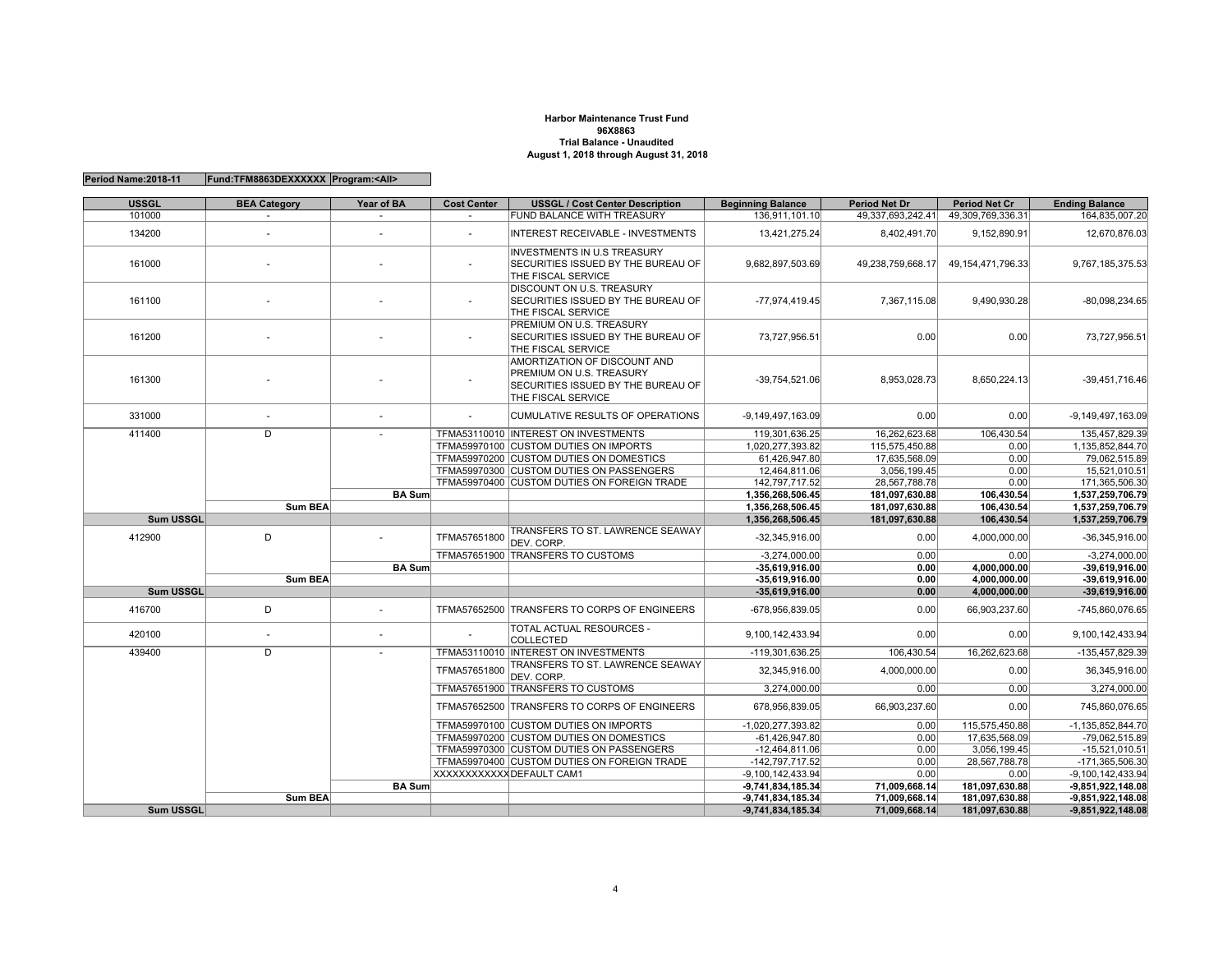**Harbor Maintenance Trust Fund**
**96X8863**
**Trial Balance - Unaudited**
**August 1, 2018 through August 31, 2018**

**Period Name:2018-11** | **Fund:TFM8863DEXXXXXX** | **Program:<All>**

| USSGL | BEA Category | Year of BA | Cost Center | USSGL / Cost Center Description | Beginning Balance | Period Net Dr | Period Net Cr | Ending Balance |
|---|---|---|---|---|---|---|---|---|
| 101000 | - | - | - | FUND BALANCE WITH TREASURY | 136,911,101.10 | 49,337,693,242.41 | 49,309,769,336.31 | 164,835,007.20 |
| 134200 | - | - | - | INTEREST RECEIVABLE - INVESTMENTS | 13,421,275.24 | 8,402,491.70 | 9,152,890.91 | 12,670,876.03 |
| 161000 | - | - | - | INVESTMENTS IN U.S TREASURY SECURITIES ISSUED BY THE BUREAU OF THE FISCAL SERVICE | 9,682,897,503.69 | 49,238,759,668.17 | 49,154,471,796.33 | 9,767,185,375.53 |
| 161100 | - | - | - | DISCOUNT ON U.S. TREASURY SECURITIES ISSUED BY THE BUREAU OF THE FISCAL SERVICE | -77,974,419.45 | 7,367,115.08 | 9,490,930.28 | -80,098,234.65 |
| 161200 | - | - | - | PREMIUM ON U.S. TREASURY SECURITIES ISSUED BY THE BUREAU OF THE FISCAL SERVICE | 73,727,956.51 | 0.00 | 0.00 | 73,727,956.51 |
| 161300 | - | - | - | AMORTIZATION OF DISCOUNT AND PREMIUM ON U.S. TREASURY SECURITIES ISSUED BY THE BUREAU OF THE FISCAL SERVICE | -39,754,521.06 | 8,953,028.73 | 8,650,224.13 | -39,451,716.46 |
| 331000 | - | - | - | CUMULATIVE RESULTS OF OPERATIONS | -9,149,497,163.09 | 0.00 | 0.00 | -9,149,497,163.09 |
| 411400 | D | - | TFMA53110010 | INTEREST ON INVESTMENTS | 119,301,636.25 | 16,262,623.68 | 106,430.54 | 135,457,829.39 |
| | | | TFMA59970100 | CUSTOM DUTIES ON IMPORTS | 1,020,277,393.82 | 115,575,450.88 | 0.00 | 1,135,852,844.70 |
| | | | TFMA59970200 | CUSTOM DUTIES ON DOMESTICS | 61,426,947.80 | 17,635,568.09 | 0.00 | 79,062,515.89 |
| | | | TFMA59970300 | CUSTOM DUTIES ON PASSENGERS | 12,464,811.06 | 3,056,199.45 | 0.00 | 15,521,010.51 |
| | | | TFMA59970400 | CUSTOM DUTIES ON FOREIGN TRADE | 142,797,717.52 | 28,567,788.78 | 0.00 | 171,365,506.30 |
| | | **BA Sum** | | | **1,356,268,506.45** | **181,097,630.88** | **106,430.54** | **1,537,259,706.79** |
| | **Sum BEA** | | | | **1,356,268,506.45** | **181,097,630.88** | **106,430.54** | **1,537,259,706.79** |
| **Sum USSGL** | | | | | **1,356,268,506.45** | **181,097,630.88** | **106,430.54** | **1,537,259,706.79** |
| 412900 | D | - | TFMA57651800 | TRANSFERS TO ST. LAWRENCE SEAWAY DEV. CORP. | -32,345,916.00 | 0.00 | 4,000,000.00 | -36,345,916.00 |
| | | | TFMA57651900 | TRANSFERS TO CUSTOMS | -3,274,000.00 | 0.00 | 0.00 | -3,274,000.00 |
| | | **BA Sum** | | | **-35,619,916.00** | **0.00** | **4,000,000.00** | **-39,619,916.00** |
| | **Sum BEA** | | | | **-35,619,916.00** | **0.00** | **4,000,000.00** | **-39,619,916.00** |
| **Sum USSGL** | | | | | **-35,619,916.00** | **0.00** | **4,000,000.00** | **-39,619,916.00** |
| 416700 | D | - | TFMA57652500 | TRANSFERS TO CORPS OF ENGINEERS | -678,956,839.05 | 0.00 | 66,903,237.60 | -745,860,076.65 |
| 420100 | - | - | - | TOTAL ACTUAL RESOURCES - COLLECTED | 9,100,142,433.94 | 0.00 | 0.00 | 9,100,142,433.94 |
| 439400 | D | - | TFMA53110010 | INTEREST ON INVESTMENTS | -119,301,636.25 | 106,430.54 | 16,262,623.68 | -135,457,829.39 |
| | | | TFMA57651800 | TRANSFERS TO ST. LAWRENCE SEAWAY DEV. CORP. | 32,345,916.00 | 4,000,000.00 | 0.00 | 36,345,916.00 |
| | | | TFMA57651900 | TRANSFERS TO CUSTOMS | 3,274,000.00 | 0.00 | 0.00 | 3,274,000.00 |
| | | | TFMA57652500 | TRANSFERS TO CORPS OF ENGINEERS | 678,956,839.05 | 66,903,237.60 | 0.00 | 745,860,076.65 |
| | | | TFMA59970100 | CUSTOM DUTIES ON IMPORTS | -1,020,277,393.82 | 0.00 | 115,575,450.88 | -1,135,852,844.70 |
| | | | TFMA59970200 | CUSTOM DUTIES ON DOMESTICS | -61,426,947.80 | 0.00 | 17,635,568.09 | -79,062,515.89 |
| | | | TFMA59970300 | CUSTOM DUTIES ON PASSENGERS | -12,464,811.06 | 0.00 | 3,056,199.45 | -15,521,010.51 |
| | | | TFMA59970400 | CUSTOM DUTIES ON FOREIGN TRADE | -142,797,717.52 | 0.00 | 28,567,788.78 | -171,365,506.30 |
| | | | XXXXXXXXXXXX | DEFAULT CAM1 | -9,100,142,433.94 | 0.00 | 0.00 | -9,100,142,433.94 |
| | | **BA Sum** | | | **-9,741,834,185.34** | **71,009,668.14** | **181,097,630.88** | **-9,851,922,148.08** |
| | **Sum BEA** | | | | **-9,741,834,185.34** | **71,009,668.14** | **181,097,630.88** | **-9,851,922,148.08** |
| **Sum USSGL** | | | | | **-9,741,834,185.34** | **71,009,668.14** | **181,097,630.88** | **-9,851,922,148.08** |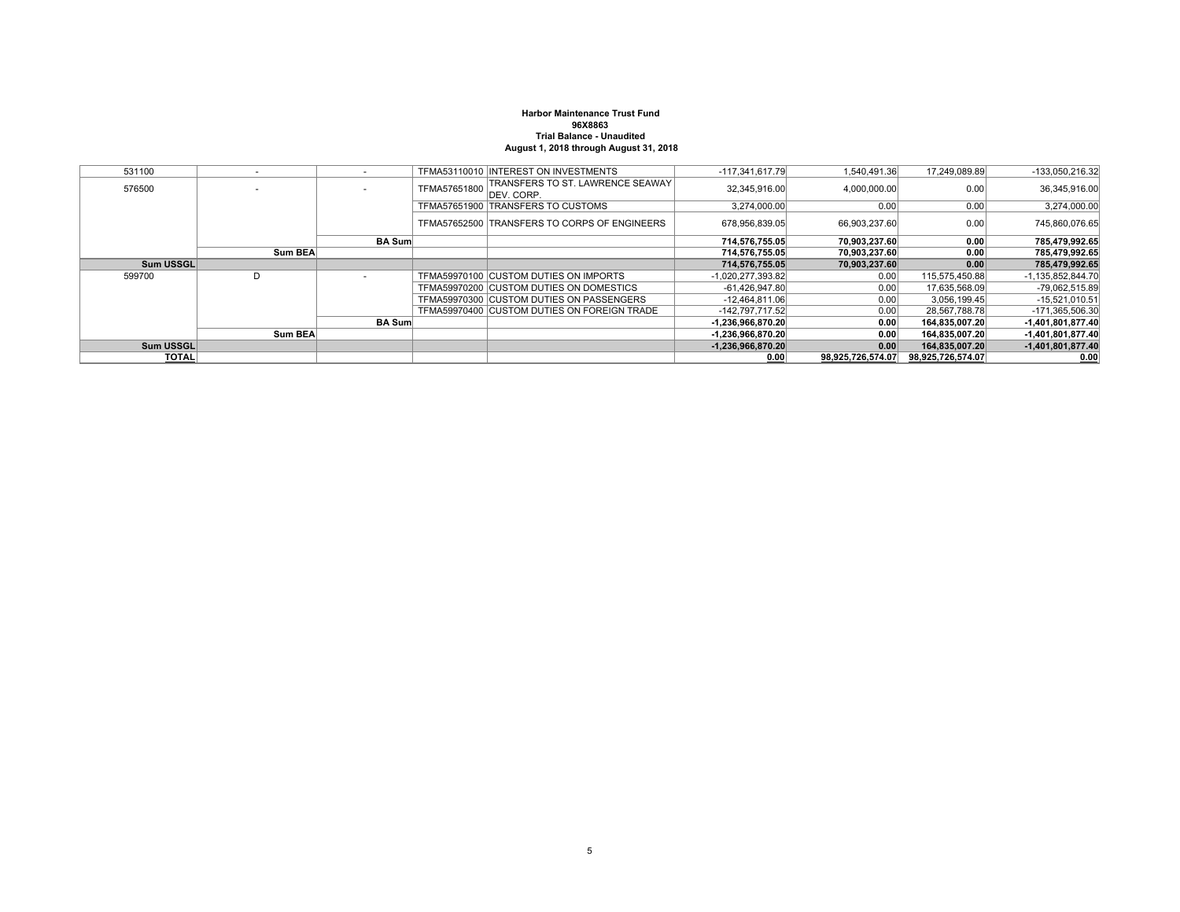**Harbor Maintenance Trust Fund**
**96X8863**
**Trial Balance - Unaudited**
**August 1, 2018 through August 31, 2018**

| | | | | | | | | |
|---|---|---|---|---|---|---|---|---|
| 531100 | - | - | TFMA53110010 | INTEREST ON INVESTMENTS | -117,341,617.79 | 1,540,491.36 | 17,249,089.89 | -133,050,216.32 |
| 576500 | - | - | TFMA57651800 | TRANSFERS TO ST. LAWRENCE SEAWAY DEV. CORP. | 32,345,916.00 | 4,000,000.00 | 0.00 | 36,345,916.00 |
| | | | TFMA57651900 | TRANSFERS TO CUSTOMS | 3,274,000.00 | 0.00 | 0.00 | 3,274,000.00 |
| | | | TFMA57652500 | TRANSFERS TO CORPS OF ENGINEERS | 678,956,839.05 | 66,903,237.60 | 0.00 | 745,860,076.65 |
| | | **BA Sum** | | | **714,576,755.05** | **70,903,237.60** | **0.00** | **785,479,992.65** |
| | **Sum BEA** | | | | **714,576,755.05** | **70,903,237.60** | **0.00** | **785,479,992.65** |
| **Sum USSGL** | | | | | **714,576,755.05** | **70,903,237.60** | **0.00** | **785,479,992.65** |
| 599700 | D | - | TFMA59970100 | CUSTOM DUTIES ON IMPORTS | -1,020,277,393.82 | 0.00 | 115,575,450.88 | -1,135,852,844.70 |
| | | | TFMA59970200 | CUSTOM DUTIES ON DOMESTICS | -61,426,947.80 | 0.00 | 17,635,568.09 | -79,062,515.89 |
| | | | TFMA59970300 | CUSTOM DUTIES ON PASSENGERS | -12,464,811.06 | 0.00 | 3,056,199.45 | -15,521,010.51 |
| | | | TFMA59970400 | CUSTOM DUTIES ON FOREIGN TRADE | -142,797,717.52 | 0.00 | 28,567,788.78 | -171,365,506.30 |
| | | **BA Sum** | | | **-1,236,966,870.20** | **0.00** | **164,835,007.20** | **-1,401,801,877.40** |
| | **Sum BEA** | | | | **-1,236,966,870.20** | **0.00** | **164,835,007.20** | **-1,401,801,877.40** |
| **Sum USSGL** | | | | | **-1,236,966,870.20** | **0.00** | **164,835,007.20** | **-1,401,801,877.40** |
| **TOTAL** | | | | | **0.00** | **98,925,726,574.07** | **98,925,726,574.07** | **0.00** |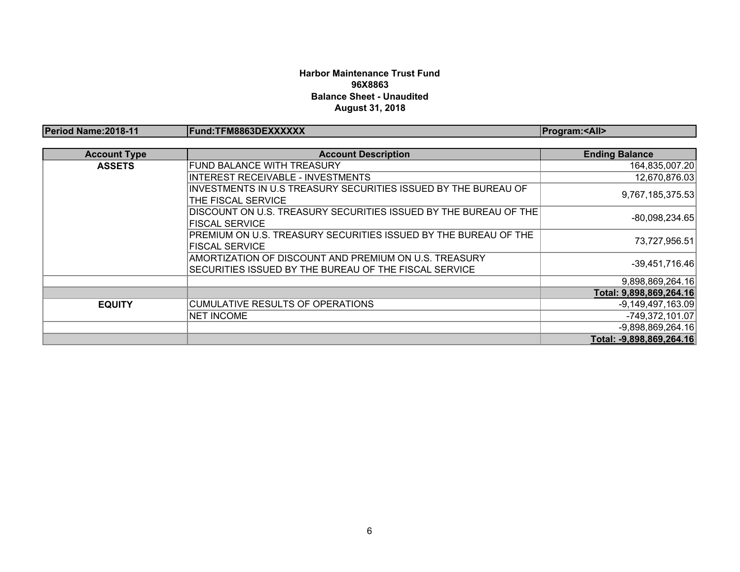**Harbor Maintenance Trust Fund**
**96X8863**
**Balance Sheet - Unaudited**
**August 31, 2018**

| Period Name:2018-11 | Fund:TFM8863DEXXXXXX | Program:<All> |
|---|---|---|

| Account Type | Account Description | Ending Balance |
|---|---|---|
| **ASSETS** | FUND BALANCE WITH TREASURY | 164,835,007.20 |
| | INTEREST RECEIVABLE - INVESTMENTS | 12,670,876.03 |
| | INVESTMENTS IN U.S TREASURY SECURITIES ISSUED BY THE BUREAU OF THE FISCAL SERVICE | 9,767,185,375.53 |
| | DISCOUNT ON U.S. TREASURY SECURITIES ISSUED BY THE BUREAU OF THE FISCAL SERVICE | -80,098,234.65 |
| | PREMIUM ON U.S. TREASURY SECURITIES ISSUED BY THE BUREAU OF THE FISCAL SERVICE | 73,727,956.51 |
| | AMORTIZATION OF DISCOUNT AND PREMIUM ON U.S. TREASURY SECURITIES ISSUED BY THE BUREAU OF THE FISCAL SERVICE | -39,451,716.46 |
| | | 9,898,869,264.16 |
| | | **Total: 9,898,869,264.16** |
| **EQUITY** | CUMULATIVE RESULTS OF OPERATIONS | -9,149,497,163.09 |
| | NET INCOME | -749,372,101.07 |
| | | -9,898,869,264.16 |
| | | **Total: -9,898,869,264.16** |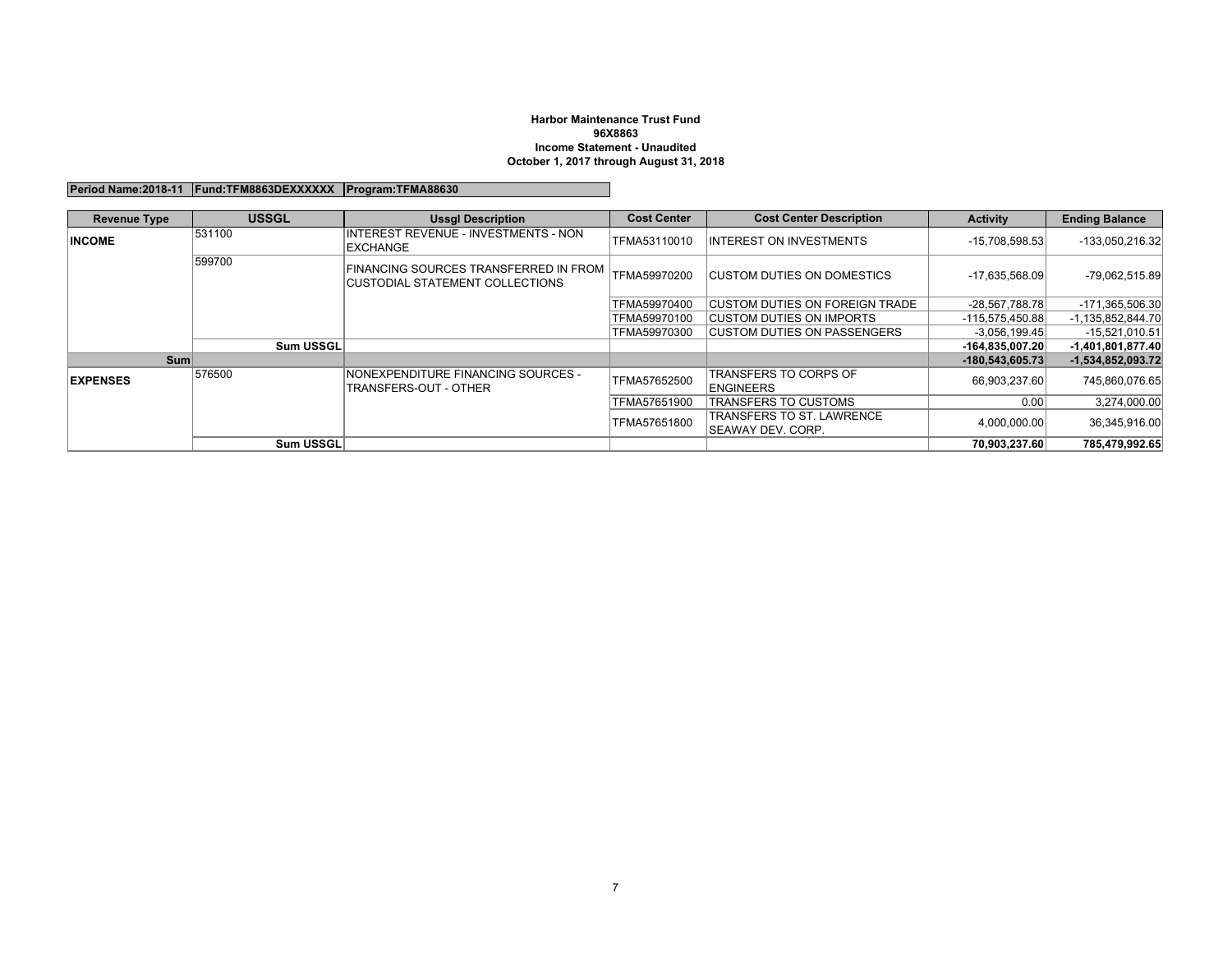**Harbor Maintenance Trust Fund**
**96X8863**
**Income Statement - Unaudited**
**October 1, 2017 through August 31, 2018**

**Period Name:2018-11 | Fund:TFM8863DEXXXXXX | Program:TFMA88630**

| Revenue Type | USSGL | Ussgl Description | Cost Center | Cost Center Description | Activity | Ending Balance |
|---|---|---|---|---|---|---|
| **INCOME** | 531100 | INTEREST REVENUE - INVESTMENTS - NON EXCHANGE | TFMA53110010 | INTEREST ON INVESTMENTS | -15,708,598.53 | -133,050,216.32 |
| | 599700 | FINANCING SOURCES TRANSFERRED IN FROM CUSTODIAL STATEMENT COLLECTIONS | TFMA59970200 | CUSTOM DUTIES ON DOMESTICS | -17,635,568.09 | -79,062,515.89 |
| | | | TFMA59970400 | CUSTOM DUTIES ON FOREIGN TRADE | -28,567,788.78 | -171,365,506.30 |
| | | | TFMA59970100 | CUSTOM DUTIES ON IMPORTS | -115,575,450.88 | -1,135,852,844.70 |
| | | | TFMA59970300 | CUSTOM DUTIES ON PASSENGERS | -3,056,199.45 | -15,521,010.51 |
| | **Sum USSGL** | | | | **-164,835,007.20** | **-1,401,801,877.40** |
| **Sum** | | | | | **-180,543,605.73** | **-1,534,852,093.72** |
| **EXPENSES** | 576500 | NONEXPENDITURE FINANCING SOURCES - TRANSFERS-OUT - OTHER | TFMA57652500 | TRANSFERS TO CORPS OF ENGINEERS | 66,903,237.60 | 745,860,076.65 |
| | | | TFMA57651900 | TRANSFERS TO CUSTOMS | 0.00 | 3,274,000.00 |
| | | | TFMA57651800 | TRANSFERS TO ST. LAWRENCE SEAWAY DEV. CORP. | 4,000,000.00 | 36,345,916.00 |
| | **Sum USSGL** | | | | **70,903,237.60** | **785,479,992.65** |